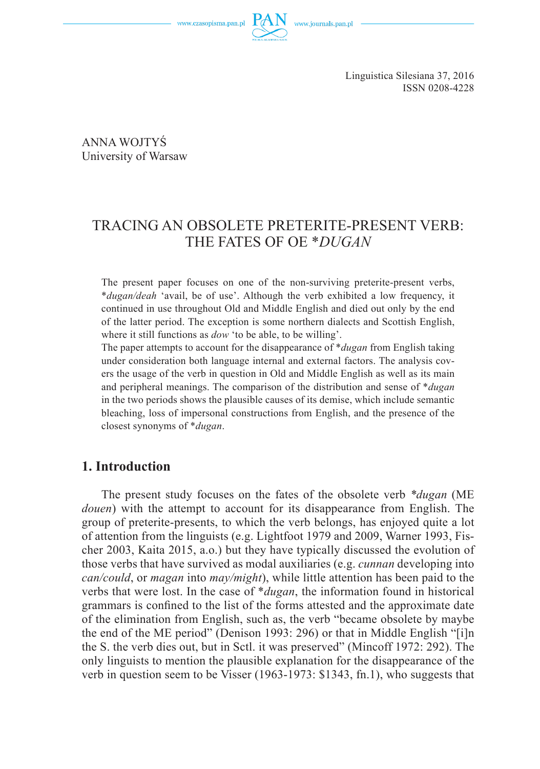Linguistica Silesiana 37, 2016
ISSN 0208-4228

ANNA WOJTYŚ
University of Warsaw

# TRACING AN OBSOLETE PRETERITE-PRESENT VERB: THE FATES OF OE *\*DUGAN*

The present paper focuses on one of the non-surviving preterite-present verbs, \**dugan/deah* 'avail, be of use'. Although the verb exhibited a low frequency, it continued in use throughout Old and Middle English and died out only by the end of the latter period. The exception is some northern dialects and Scottish English, where it still functions as *dow* 'to be able, to be willing'.

The paper attempts to account for the disappearance of \**dugan* from English taking under consideration both language internal and external factors. The analysis covers the usage of the verb in question in Old and Middle English as well as its main and peripheral meanings. The comparison of the distribution and sense of \**dugan* in the two periods shows the plausible causes of its demise, which include semantic bleaching, loss of impersonal constructions from English, and the presence of the closest synonyms of \**dugan*.

## 1. Introduction

The present study focuses on the fates of the obsolete verb \**dugan* (ME *douen*) with the attempt to account for its disappearance from English. The group of preterite-presents, to which the verb belongs, has enjoyed quite a lot of attention from the linguists (e.g. Lightfoot 1979 and 2009, Warner 1993, Fischer 2003, Kaita 2015, a.o.) but they have typically discussed the evolution of those verbs that have survived as modal auxiliaries (e.g. *cunnan* developing into *can/could*, or *magan* into *may/might*), while little attention has been paid to the verbs that were lost. In the case of \**dugan*, the information found in historical grammars is confined to the list of the forms attested and the approximate date of the elimination from English, such as, the verb "became obsolete by maybe the end of the ME period" (Denison 1993: 296) or that in Middle English "[i]n the S. the verb dies out, but in Sctl. it was preserved" (Mincoff 1972: 292). The only linguists to mention the plausible explanation for the disappearance of the verb in question seem to be Visser (1963-1973: §1343, fn.1), who suggests that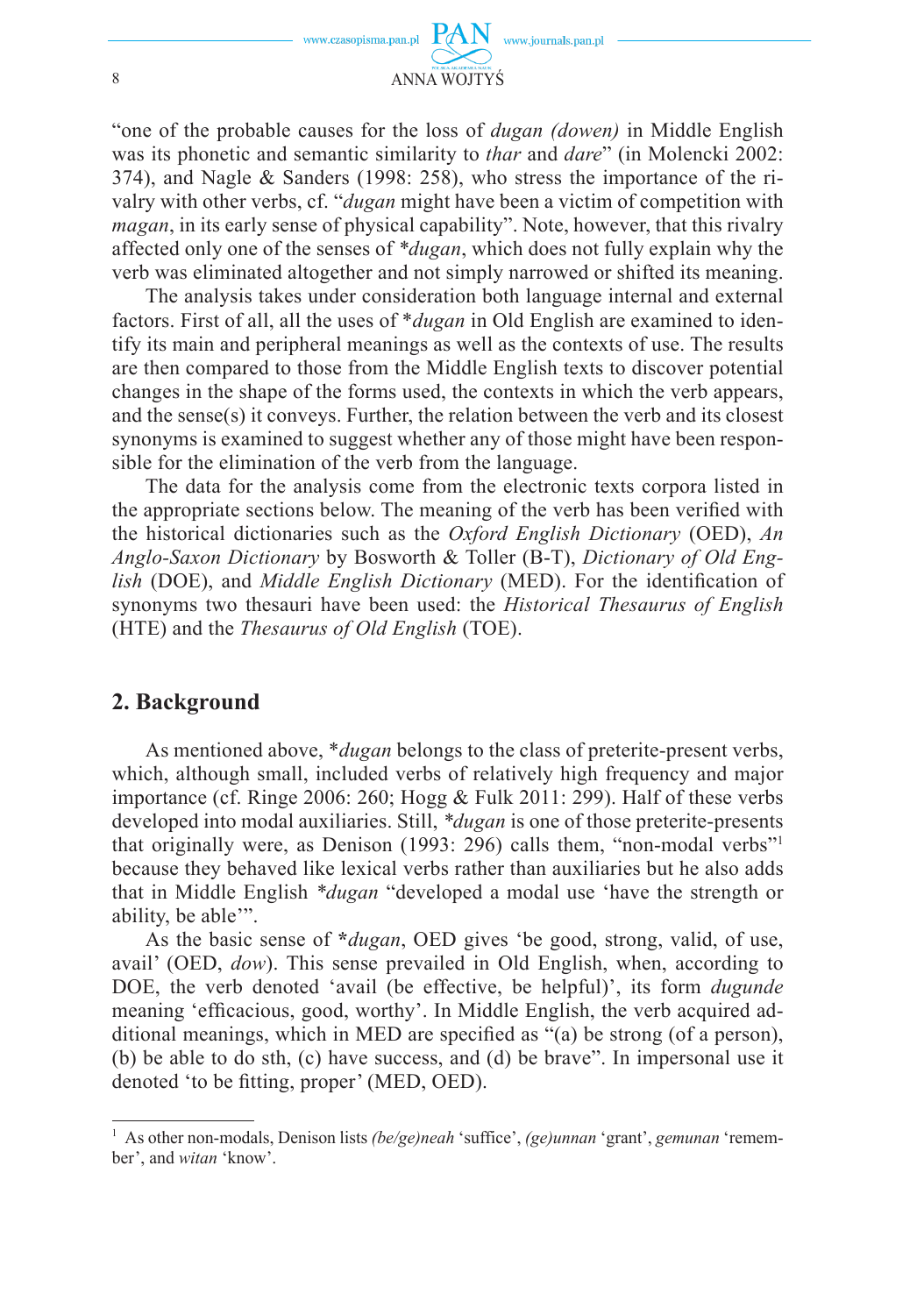"one of the probable causes for the loss of *dugan (dowen)* in Middle English was its phonetic and semantic similarity to *thar* and *dare*" (in Molencki 2002: 374), and Nagle & Sanders (1998: 258), who stress the importance of the rivalry with other verbs, cf. "*dugan* might have been a victim of competition with *magan*, in its early sense of physical capability". Note, however, that this rivalry affected only one of the senses of *\*dugan*, which does not fully explain why the verb was eliminated altogether and not simply narrowed or shifted its meaning.

The analysis takes under consideration both language internal and external factors. First of all, all the uses of \**dugan* in Old English are examined to identify its main and peripheral meanings as well as the contexts of use. The results are then compared to those from the Middle English texts to discover potential changes in the shape of the forms used, the contexts in which the verb appears, and the sense(s) it conveys. Further, the relation between the verb and its closest synonyms is examined to suggest whether any of those might have been responsible for the elimination of the verb from the language.

The data for the analysis come from the electronic texts corpora listed in the appropriate sections below. The meaning of the verb has been verified with the historical dictionaries such as the *Oxford English Dictionary* (OED), *An Anglo-Saxon Dictionary* by Bosworth & Toller (B-T), *Dictionary of Old English* (DOE), and *Middle English Dictionary* (MED). For the identification of synonyms two thesauri have been used: the *Historical Thesaurus of English* (HTE) and the *Thesaurus of Old English* (TOE).

## 2. Background

As mentioned above, \**dugan* belongs to the class of preterite-present verbs, which, although small, included verbs of relatively high frequency and major importance (cf. Ringe 2006: 260; Hogg & Fulk 2011: 299). Half of these verbs developed into modal auxiliaries. Still, *\*dugan* is one of those preterite-presents that originally were, as Denison (1993: 296) calls them, "non-modal verbs"[1] because they behaved like lexical verbs rather than auxiliaries but he also adds that in Middle English *\*dugan* "developed a modal use 'have the strength or ability, be able'".

As the basic sense of **\*dugan**, OED gives 'be good, strong, valid, of use, avail' (OED, *dow*). This sense prevailed in Old English, when, according to DOE, the verb denoted 'avail (be effective, be helpful)', its form *dugunde* meaning 'efficacious, good, worthy'. In Middle English, the verb acquired additional meanings, which in MED are specified as "(a) be strong (of a person), (b) be able to do sth, (c) have success, and (d) be brave". In impersonal use it denoted 'to be fitting, proper' (MED, OED).

---

[1] As other non-modals, Denison lists *(be/ge)neah* 'suffice', *(ge)unnan* 'grant', *gemunan* 'remember', and *witan* 'know'.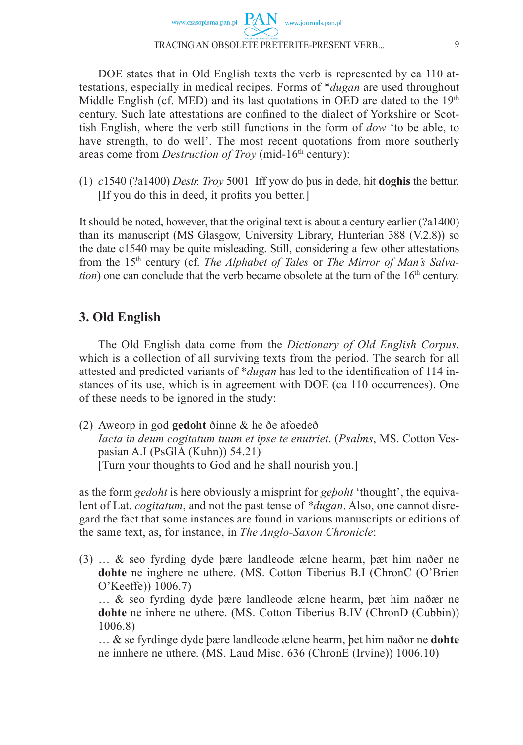DOE states that in Old English texts the verb is represented by ca 110 attestations, especially in medical recipes. Forms of **dugan* are used throughout Middle English (cf. MED) and its last quotations in OED are dated to the 19th century. Such late attestations are confined to the dialect of Yorkshire or Scottish English, where the verb still functions in the form of *dow* 'to be able, to have strength, to do well'. The most recent quotations from more southerly areas come from *Destruction of Troy* (mid-16th century):

(1) *c*1540 (?a1400) *Destr. Troy* 5001 Iff yow do þus in dede, hit **doghis** the bettur. [If you do this in deed, it profits you better.]

It should be noted, however, that the original text is about a century earlier (?a1400) than its manuscript (MS Glasgow, University Library, Hunterian 388 (V.2.8)) so the date c1540 may be quite misleading. Still, considering a few other attestations from the 15th century (cf. *The Alphabet of Tales* or *The Mirror of Man's Salvation*) one can conclude that the verb became obsolete at the turn of the 16th century.

## 3. Old English

The Old English data come from the *Dictionary of Old English Corpus*, which is a collection of all surviving texts from the period. The search for all attested and predicted variants of **dugan* has led to the identification of 114 instances of its use, which is in agreement with DOE (ca 110 occurrences). One of these needs to be ignored in the study:

(2) Aweorp in god **gedoht** ðinne & he ðe afoedeð
*Iacta in deum cogitatum tuum et ipse te enutriet*. (*Psalms*, MS. Cotton Vespasian A.I (PsGlA (Kuhn)) 54.21)
[Turn your thoughts to God and he shall nourish you.]

as the form *gedoht* is here obviously a misprint for *geþoht* 'thought', the equivalent of Lat. *cogitatum*, and not the past tense of **dugan*. Also, one cannot disregard the fact that some instances are found in various manuscripts or editions of the same text, as, for instance, in *The Anglo-Saxon Chronicle*:

(3) … & seo fyrding dyde þære landleode ælcne hearm, þæt him naðer ne **dohte** ne inghere ne uthere. (MS. Cotton Tiberius B.I (ChronC (O'Brien O'Keeffe)) 1006.7)
… & seo fyrding dyde þære landleode ælcne hearm, þæt him naðær ne **dohte** ne inhere ne uthere. (MS. Cotton Tiberius B.IV (ChronD (Cubbin)) 1006.8)
… & se fyrdinge dyde þære landleode ælcne hearm, þet him naðor ne **dohte** ne innhere ne uthere. (MS. Laud Misc. 636 (ChronE (Irvine)) 1006.10)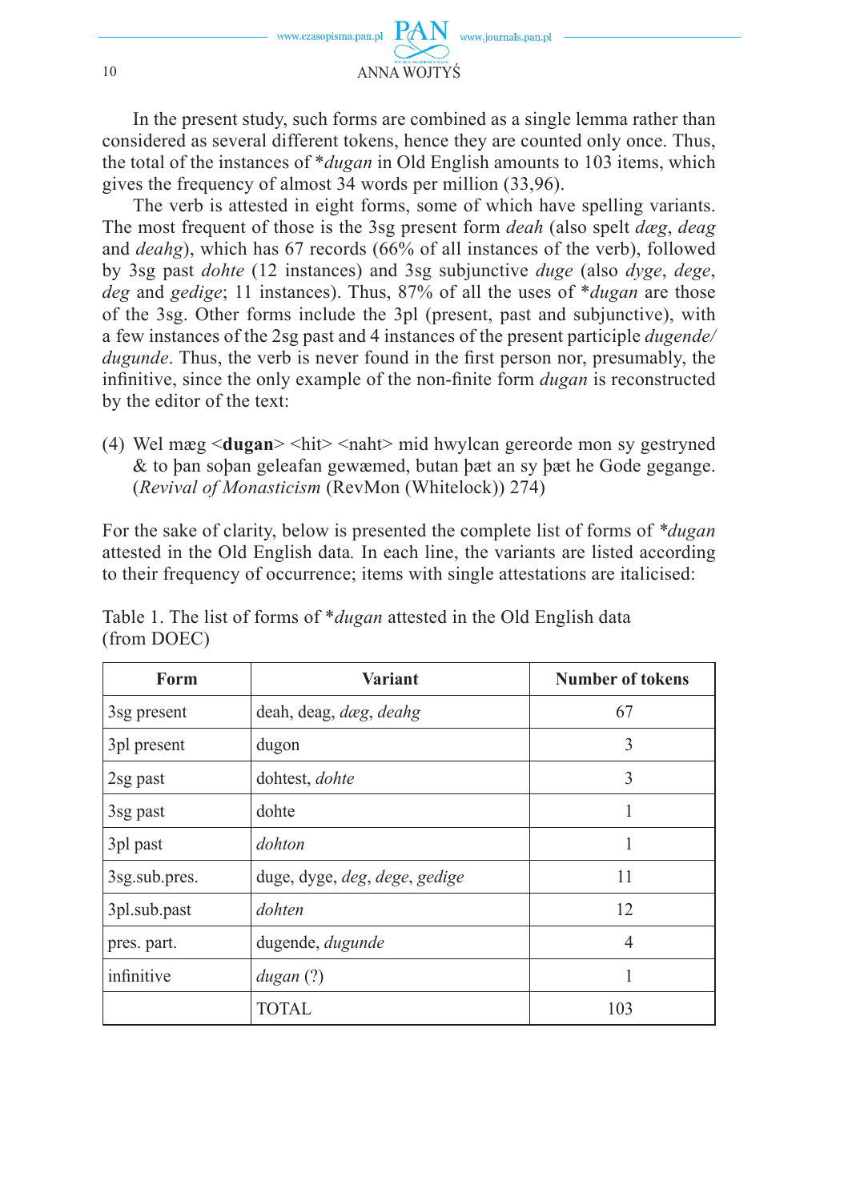In the present study, such forms are combined as a single lemma rather than considered as several different tokens, hence they are counted only once. Thus, the total of the instances of **dugan* in Old English amounts to 103 items, which gives the frequency of almost 34 words per million (33,96).

The verb is attested in eight forms, some of which have spelling variants. The most frequent of those is the 3sg present form *deah* (also spelt *dæg*, *deag* and *deahg*), which has 67 records (66% of all instances of the verb), followed by 3sg past *dohte* (12 instances) and 3sg subjunctive *duge* (also *dyge*, *dege*, *deg* and *gedige*; 11 instances). Thus, 87% of all the uses of **dugan* are those of the 3sg. Other forms include the 3pl (present, past and subjunctive), with a few instances of the 2sg past and 4 instances of the present participle *dugende/dugunde*. Thus, the verb is never found in the first person nor, presumably, the infinitive, since the only example of the non-finite form *dugan* is reconstructed by the editor of the text:

(4) Wel mæg <**dugan**> <hit> <naht> mid hwylcan gereorde mon sy gestryned & to þan soþan geleafan gewæmed, butan þæt an sy þæt he Gode gegange. (*Revival of Monasticism* (RevMon (Whitelock)) 274)

For the sake of clarity, below is presented the complete list of forms of **dugan* attested in the Old English data. In each line, the variants are listed according to their frequency of occurrence; items with single attestations are italicised:

Table 1. The list of forms of **dugan* attested in the Old English data (from DOEC)

| Form | Variant | Number of tokens |
|---|---|---|
| 3sg present | deah, deag, *dæg*, *deahg* | 67 |
| 3pl present | dugon | 3 |
| 2sg past | dohtest, *dohte* | 3 |
| 3sg past | dohte | 1 |
| 3pl past | *dohton* | 1 |
| 3sg.sub.pres. | duge, dyge, *deg*, *dege*, *gedige* | 11 |
| 3pl.sub.past | *dohten* | 12 |
| pres. part. | dugende, *dugunde* | 4 |
| infinitive | *dugan* (?) | 1 |
| | TOTAL | 103 |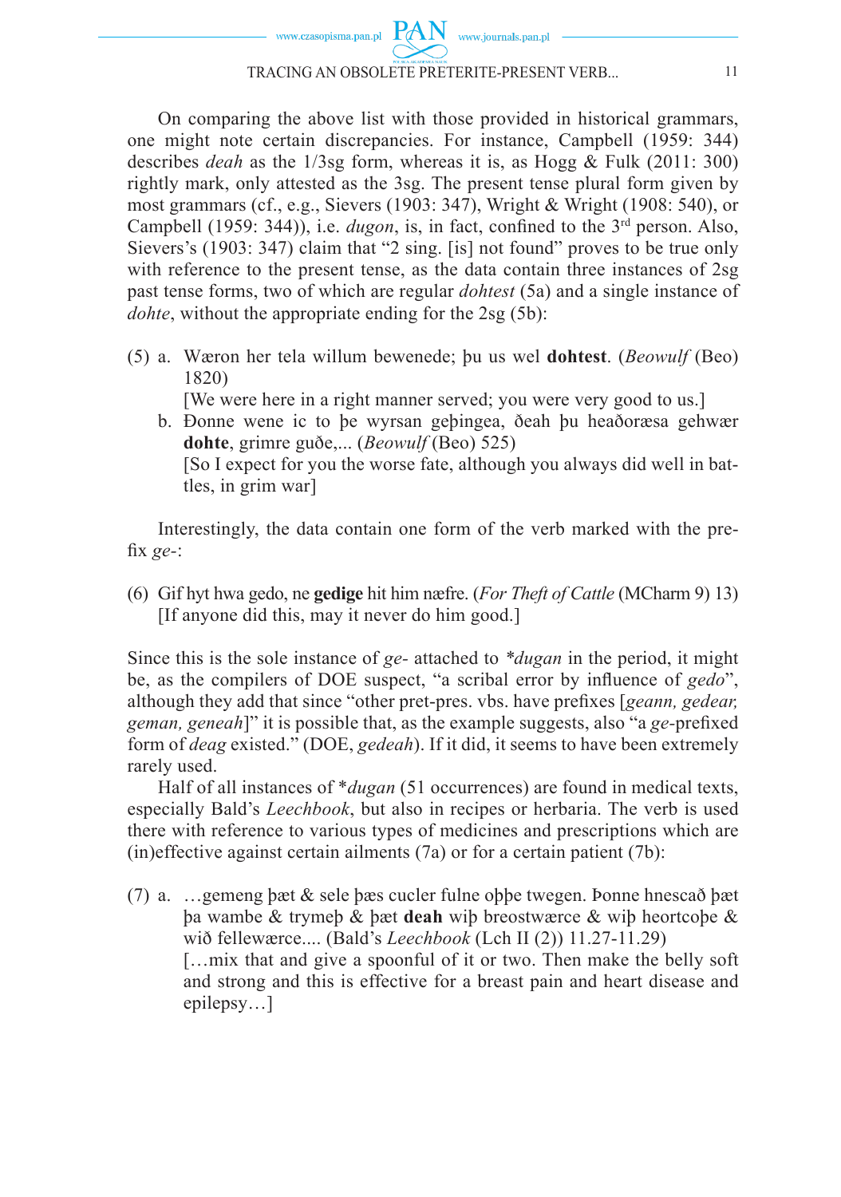On comparing the above list with those provided in historical grammars, one might note certain discrepancies. For instance, Campbell (1959: 344) describes *deah* as the 1/3sg form, whereas it is, as Hogg & Fulk (2011: 300) rightly mark, only attested as the 3sg. The present tense plural form given by most grammars (cf., e.g., Sievers (1903: 347), Wright & Wright (1908: 540), or Campbell (1959: 344)), i.e. *dugon*, is, in fact, confined to the 3rd person. Also, Sievers's (1903: 347) claim that "2 sing. [is] not found" proves to be true only with reference to the present tense, as the data contain three instances of 2sg past tense forms, two of which are regular *dohtest* (5a) and a single instance of *dohte*, without the appropriate ending for the 2sg (5b):

(5) a. Wæron her tela willum bewenede; þu us wel **dohtest**. (*Beowulf* (Beo) 1820)
[We were here in a right manner served; you were very good to us.]

b. Ðonne wene ic to þe wyrsan geþingea, ðeah þu heaðoræsa gehwær **dohte**, grimre guðe,... (*Beowulf* (Beo) 525)
[So I expect for you the worse fate, although you always did well in battles, in grim war]

Interestingly, the data contain one form of the verb marked with the prefix *ge-*:

(6) Gif hyt hwa gedo, ne **gedige** hit him næfre. (*For Theft of Cattle* (MCharm 9) 13)
[If anyone did this, may it never do him good.]

Since this is the sole instance of *ge-* attached to *\*dugan* in the period, it might be, as the compilers of DOE suspect, "a scribal error by influence of *gedo*", although they add that since "other pret-pres. vbs. have prefixes [*geann, gedear, geman, geneah*]" it is possible that, as the example suggests, also "a *ge*-prefixed form of *deag* existed." (DOE, *gedeah*). If it did, it seems to have been extremely rarely used.

Half of all instances of *\*dugan* (51 occurrences) are found in medical texts, especially Bald's *Leechbook*, but also in recipes or herbaria. The verb is used there with reference to various types of medicines and prescriptions which are (in)effective against certain ailments (7a) or for a certain patient (7b):

(7) a. …gemeng þæt & sele þæs cucler fulne oþþe twegen. Þonne hnescað þæt þa wambe & trymeþ & þæt **deah** wiþ breostwærce & wiþ heortcoþe & wið fellewærce.... (Bald's *Leechbook* (Lch II (2)) 11.27-11.29)
[…mix that and give a spoonful of it or two. Then make the belly soft and strong and this is effective for a breast pain and heart disease and epilepsy…]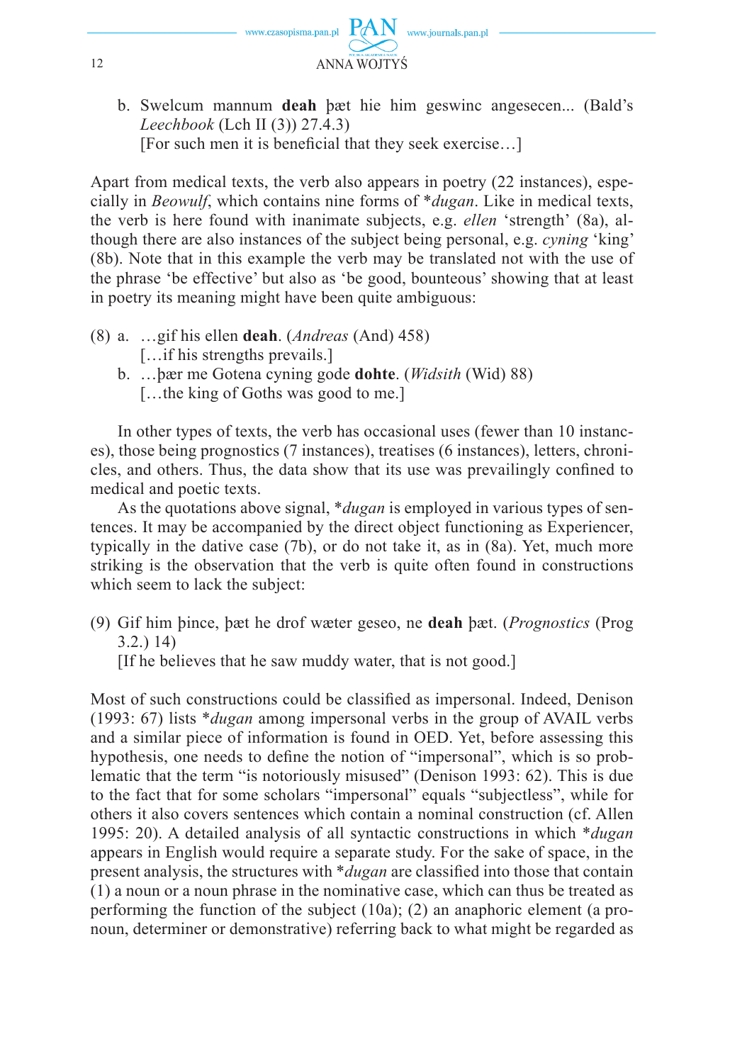b. Swelcum mannum **deah** þæt hie him geswinc angesecen... (Bald's *Leechbook* (Lch II (3)) 27.4.3)
[For such men it is beneficial that they seek exercise…]

Apart from medical texts, the verb also appears in poetry (22 instances), especially in *Beowulf*, which contains nine forms of **dugan*. Like in medical texts, the verb is here found with inanimate subjects, e.g. *ellen* 'strength' (8a), although there are also instances of the subject being personal, e.g. *cyning* 'king' (8b). Note that in this example the verb may be translated not with the use of the phrase 'be effective' but also as 'be good, bounteous' showing that at least in poetry its meaning might have been quite ambiguous:

(8) a. …gif his ellen **deah**. (*Andreas* (And) 458)
[…if his strengths prevails.]
b. …þær me Gotena cyning gode **dohte**. (*Widsith* (Wid) 88)
[…the king of Goths was good to me.]

In other types of texts, the verb has occasional uses (fewer than 10 instances), those being prognostics (7 instances), treatises (6 instances), letters, chronicles, and others. Thus, the data show that its use was prevailingly confined to medical and poetic texts.

As the quotations above signal, **dugan* is employed in various types of sentences. It may be accompanied by the direct object functioning as Experiencer, typically in the dative case (7b), or do not take it, as in (8a). Yet, much more striking is the observation that the verb is quite often found in constructions which seem to lack the subject:

(9) Gif him þince, þæt he drof wæter geseo, ne **deah** þæt. (*Prognostics* (Prog 3.2.) 14)
[If he believes that he saw muddy water, that is not good.]

Most of such constructions could be classified as impersonal. Indeed, Denison (1993: 67) lists **dugan* among impersonal verbs in the group of AVAIL verbs and a similar piece of information is found in OED. Yet, before assessing this hypothesis, one needs to define the notion of "impersonal", which is so problematic that the term "is notoriously misused" (Denison 1993: 62). This is due to the fact that for some scholars "impersonal" equals "subjectless", while for others it also covers sentences which contain a nominal construction (cf. Allen 1995: 20). A detailed analysis of all syntactic constructions in which **dugan* appears in English would require a separate study. For the sake of space, in the present analysis, the structures with **dugan* are classified into those that contain (1) a noun or a noun phrase in the nominative case, which can thus be treated as performing the function of the subject (10a); (2) an anaphoric element (a pronoun, determiner or demonstrative) referring back to what might be regarded as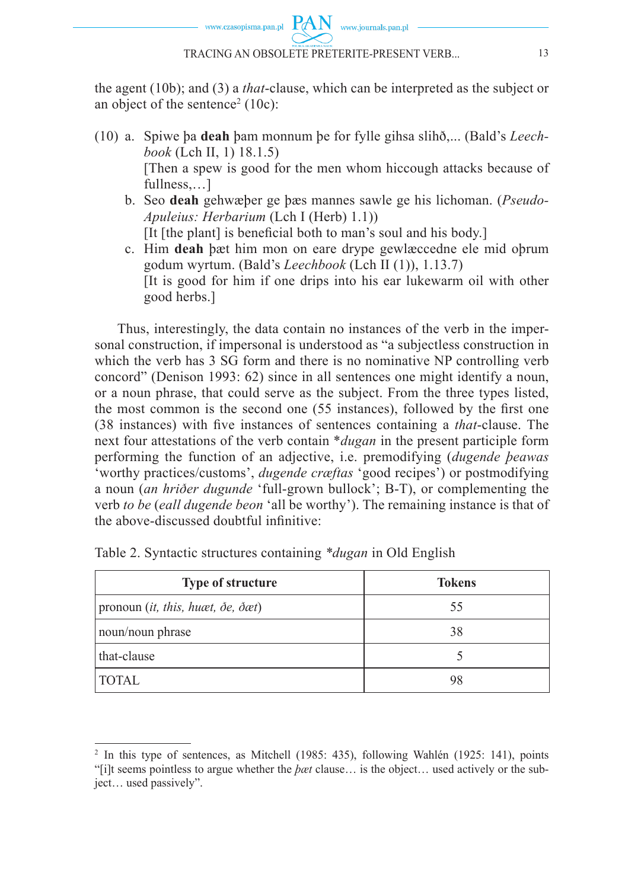the agent (10b); and (3) a *that*-clause, which can be interpreted as the subject or an object of the sentence[2] (10c):

(10) a. Spiwe þa **deah** þam monnum þe for fylle gihsa slihð,... (Bald's *Leechbook* (Lch II, 1) 18.1.5)
[Then a spew is good for the men whom hiccough attacks because of fullness,…]

b. Seo **deah** gehwæþer ge þæs mannes sawle ge his lichoman. (*Pseudo-Apuleius: Herbarium* (Lch I (Herb) 1.1))
[It [the plant] is beneficial both to man's soul and his body.]

c. Him **deah** þæt him mon on eare drype gewlæccedne ele mid oþrum godum wyrtum. (Bald's *Leechbook* (Lch II (1)), 1.13.7)
[It is good for him if one drips into his ear lukewarm oil with other good herbs.]

Thus, interestingly, the data contain no instances of the verb in the impersonal construction, if impersonal is understood as "a subjectless construction in which the verb has 3 SG form and there is no nominative NP controlling verb concord" (Denison 1993: 62) since in all sentences one might identify a noun, or a noun phrase, that could serve as the subject. From the three types listed, the most common is the second one (55 instances), followed by the first one (38 instances) with five instances of sentences containing a *that*-clause. The next four attestations of the verb contain \**dugan* in the present participle form performing the function of an adjective, i.e. premodifying (*dugende þeawas* 'worthy practices/customs', *dugende cræftas* 'good recipes') or postmodifying a noun (*an hriðer dugunde* 'full-grown bullock'; B-T), or complementing the verb *to be* (*eall dugende beon* 'all be worthy'). The remaining instance is that of the above-discussed doubtful infinitive:

Table 2. Syntactic structures containing *\*dugan* in Old English

| Type of structure | Tokens |
|---|---|
| pronoun (*it, this, huæt, ðe, ðæt*) | 55 |
| noun/noun phrase | 38 |
| that-clause | 5 |
| TOTAL | 98 |

[2] In this type of sentences, as Mitchell (1985: 435), following Wahlén (1925: 141), points "[i]t seems pointless to argue whether the *þæt* clause… is the object… used actively or the subject… used passively".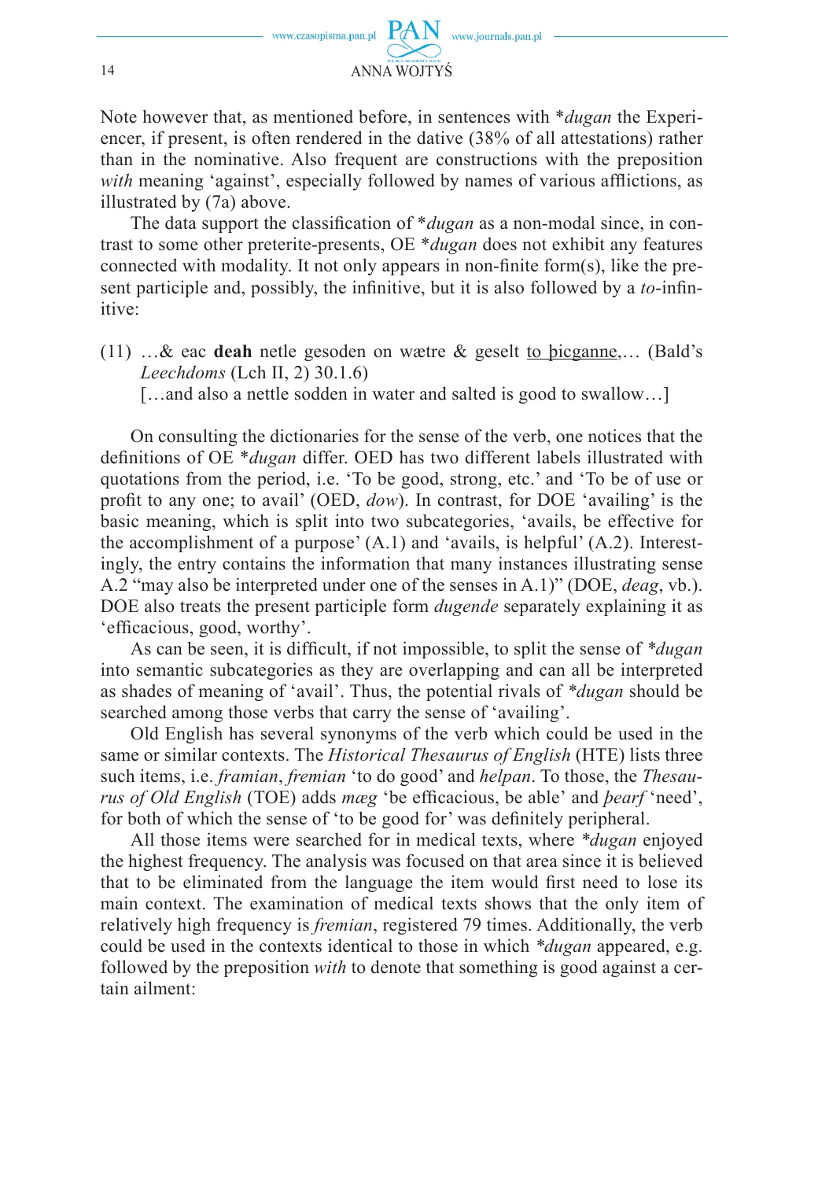Note however that, as mentioned before, in sentences with *\*dugan* the Experiencer, if present, is often rendered in the dative (38% of all attestations) rather than in the nominative. Also frequent are constructions with the preposition *with* meaning 'against', especially followed by names of various afflictions, as illustrated by (7a) above.

The data support the classification of *\*dugan* as a non-modal since, in contrast to some other preterite-presents, OE *\*dugan* does not exhibit any features connected with modality. It not only appears in non-finite form(s), like the present participle and, possibly, the infinitive, but it is also followed by a *to*-infinitive:

(11) …& eac **deah** netle gesoden on wætre & geselt <u>to þicganne</u>,… (Bald's *Leechdoms* (Lch II, 2) 30.1.6)
[…and also a nettle sodden in water and salted is good to swallow…]

On consulting the dictionaries for the sense of the verb, one notices that the definitions of OE *\*dugan* differ. OED has two different labels illustrated with quotations from the period, i.e. 'To be good, strong, etc.' and 'To be of use or profit to any one; to avail' (OED, *dow*). In contrast, for DOE 'availing' is the basic meaning, which is split into two subcategories, 'avails, be effective for the accomplishment of a purpose' (A.1) and 'avails, is helpful' (A.2). Interestingly, the entry contains the information that many instances illustrating sense A.2 "may also be interpreted under one of the senses in A.1)" (DOE, *deag*, vb.). DOE also treats the present participle form *dugende* separately explaining it as 'efficacious, good, worthy'.

As can be seen, it is difficult, if not impossible, to split the sense of *\*dugan* into semantic subcategories as they are overlapping and can all be interpreted as shades of meaning of 'avail'. Thus, the potential rivals of *\*dugan* should be searched among those verbs that carry the sense of 'availing'.

Old English has several synonyms of the verb which could be used in the same or similar contexts. The *Historical Thesaurus of English* (HTE) lists three such items, i.e. *framian*, *fremian* 'to do good' and *helpan*. To those, the *Thesaurus of Old English* (TOE) adds *mæg* 'be efficacious, be able' and *þearf* 'need', for both of which the sense of 'to be good for' was definitely peripheral.

All those items were searched for in medical texts, where *\*dugan* enjoyed the highest frequency. The analysis was focused on that area since it is believed that to be eliminated from the language the item would first need to lose its main context. The examination of medical texts shows that the only item of relatively high frequency is *fremian*, registered 79 times. Additionally, the verb could be used in the contexts identical to those in which *\*dugan* appeared, e.g. followed by the preposition *with* to denote that something is good against a certain ailment: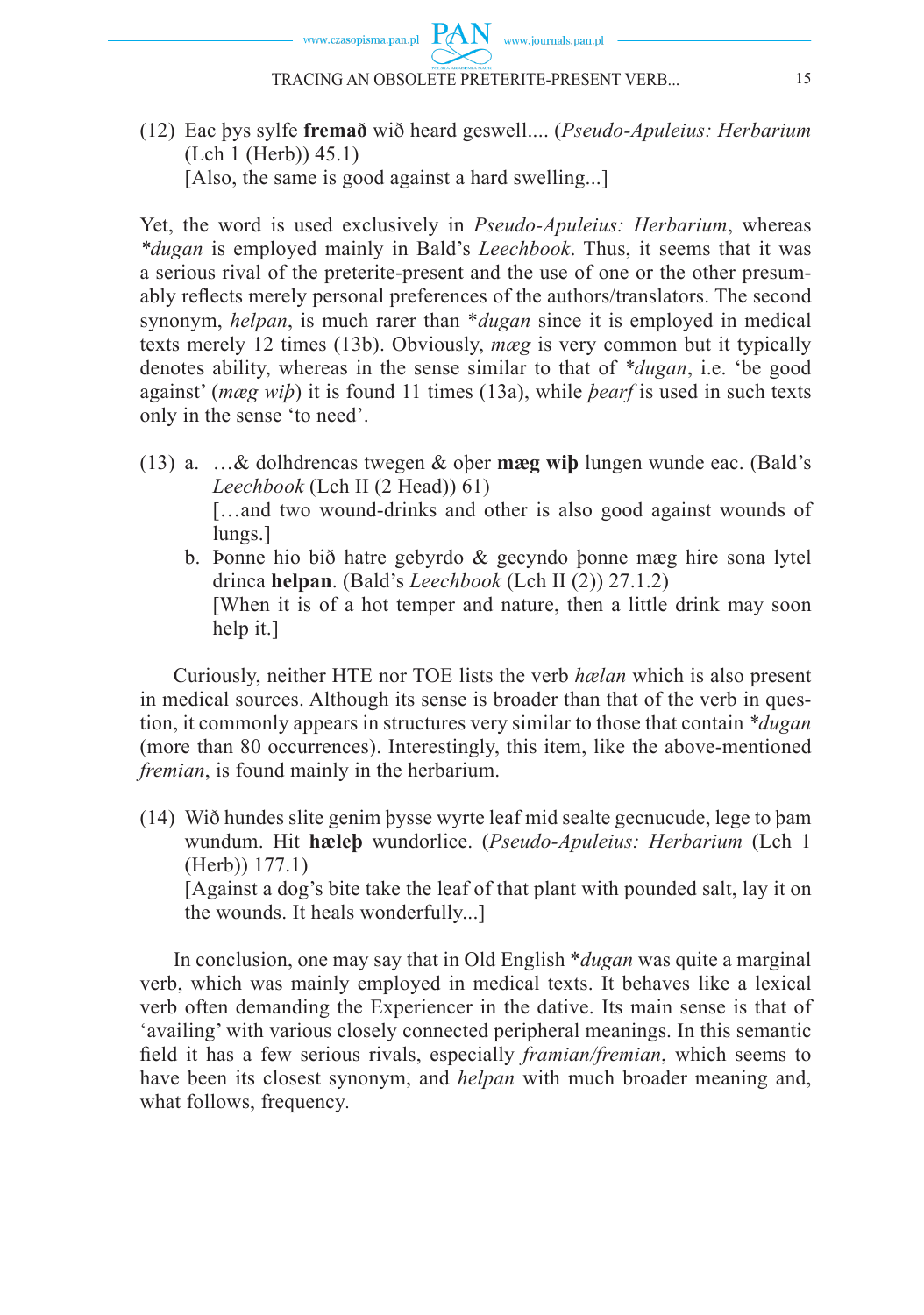(12) Eac þys sylfe **fremað** wið heard geswell.... (*Pseudo-Apuleius: Herbarium* (Lch 1 (Herb)) 45.1)
[Also, the same is good against a hard swelling...]

Yet, the word is used exclusively in *Pseudo-Apuleius: Herbarium*, whereas *\*dugan* is employed mainly in Bald's *Leechbook*. Thus, it seems that it was a serious rival of the preterite-present and the use of one or the other presumably reflects merely personal preferences of the authors/translators. The second synonym, *helpan*, is much rarer than \**dugan* since it is employed in medical texts merely 12 times (13b). Obviously, *mæg* is very common but it typically denotes ability, whereas in the sense similar to that of \**dugan*, i.e. 'be good against' (*mæg wiþ*) it is found 11 times (13a), while *þearf* is used in such texts only in the sense 'to need'.

(13) a. …& dolhdrencas twegen & oþer **mæg wiþ** lungen wunde eac. (Bald's *Leechbook* (Lch II (2 Head)) 61)
[…and two wound-drinks and other is also good against wounds of lungs.]

b. Þonne hio bið hatre gebyrdo & gecyndo þonne mæg hire sona lytel drinca **helpan**. (Bald's *Leechbook* (Lch II (2)) 27.1.2)
[When it is of a hot temper and nature, then a little drink may soon help it.]

Curiously, neither HTE nor TOE lists the verb *hælan* which is also present in medical sources. Although its sense is broader than that of the verb in question, it commonly appears in structures very similar to those that contain \**dugan* (more than 80 occurrences). Interestingly, this item, like the above-mentioned *fremian*, is found mainly in the herbarium.

(14) Wið hundes slite genim þysse wyrte leaf mid sealte gecnucude, lege to þam wundum. Hit **hæleþ** wundorlice. (*Pseudo-Apuleius: Herbarium* (Lch 1 (Herb)) 177.1)
[Against a dog's bite take the leaf of that plant with pounded salt, lay it on the wounds. It heals wonderfully...]

In conclusion, one may say that in Old English \**dugan* was quite a marginal verb, which was mainly employed in medical texts. It behaves like a lexical verb often demanding the Experiencer in the dative. Its main sense is that of 'availing' with various closely connected peripheral meanings. In this semantic field it has a few serious rivals, especially *framian/fremian*, which seems to have been its closest synonym, and *helpan* with much broader meaning and, what follows, frequency.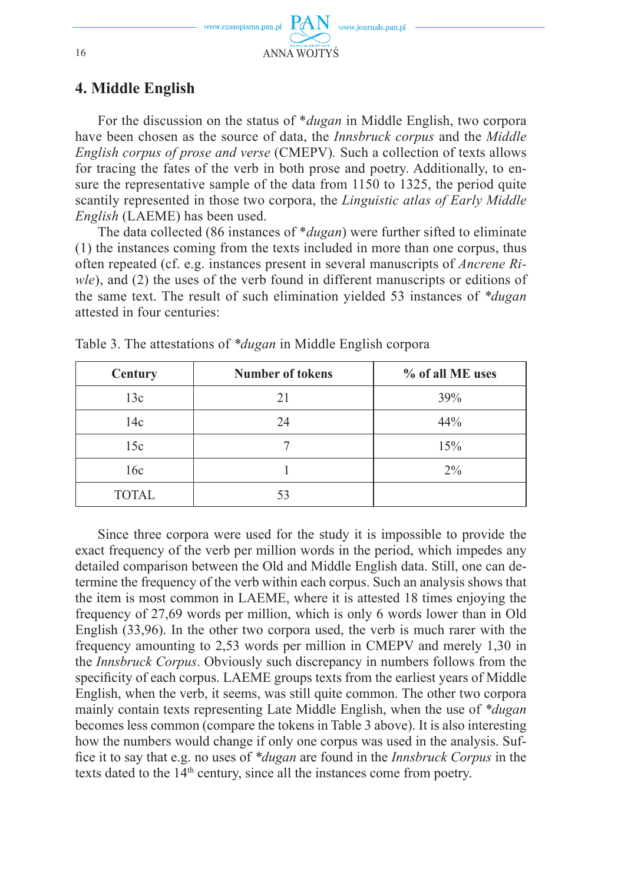## 4. Middle English

For the discussion on the status of *\*dugan* in Middle English, two corpora have been chosen as the source of data, the *Innsbruck corpus* and the *Middle English corpus of prose and verse* (CMEPV). Such a collection of texts allows for tracing the fates of the verb in both prose and poetry. Additionally, to ensure the representative sample of the data from 1150 to 1325, the period quite scantily represented in those two corpora, the *Linguistic atlas of Early Middle English* (LAEME) has been used.

The data collected (86 instances of *\*dugan*) were further sifted to eliminate (1) the instances coming from the texts included in more than one corpus, thus often repeated (cf. e.g. instances present in several manuscripts of *Ancrene Riwle*), and (2) the uses of the verb found in different manuscripts or editions of the same text. The result of such elimination yielded 53 instances of *\*dugan* attested in four centuries:

Table 3. The attestations of *\*dugan* in Middle English corpora

| Century | Number of tokens | % of all ME uses |
|---|---|---|
| 13c | 21 | 39% |
| 14c | 24 | 44% |
| 15c | 7 | 15% |
| 16c | 1 | 2% |
| TOTAL | 53 | |

Since three corpora were used for the study it is impossible to provide the exact frequency of the verb per million words in the period, which impedes any detailed comparison between the Old and Middle English data. Still, one can determine the frequency of the verb within each corpus. Such an analysis shows that the item is most common in LAEME, where it is attested 18 times enjoying the frequency of 27,69 words per million, which is only 6 words lower than in Old English (33,96). In the other two corpora used, the verb is much rarer with the frequency amounting to 2,53 words per million in CMEPV and merely 1,30 in the *Innsbruck Corpus*. Obviously such discrepancy in numbers follows from the specificity of each corpus. LAEME groups texts from the earliest years of Middle English, when the verb, it seems, was still quite common. The other two corpora mainly contain texts representing Late Middle English, when the use of *\*dugan* becomes less common (compare the tokens in Table 3 above). It is also interesting how the numbers would change if only one corpus was used in the analysis. Suffice it to say that e.g. no uses of *\*dugan* are found in the *Innsbruck Corpus* in the texts dated to the 14th century, since all the instances come from poetry.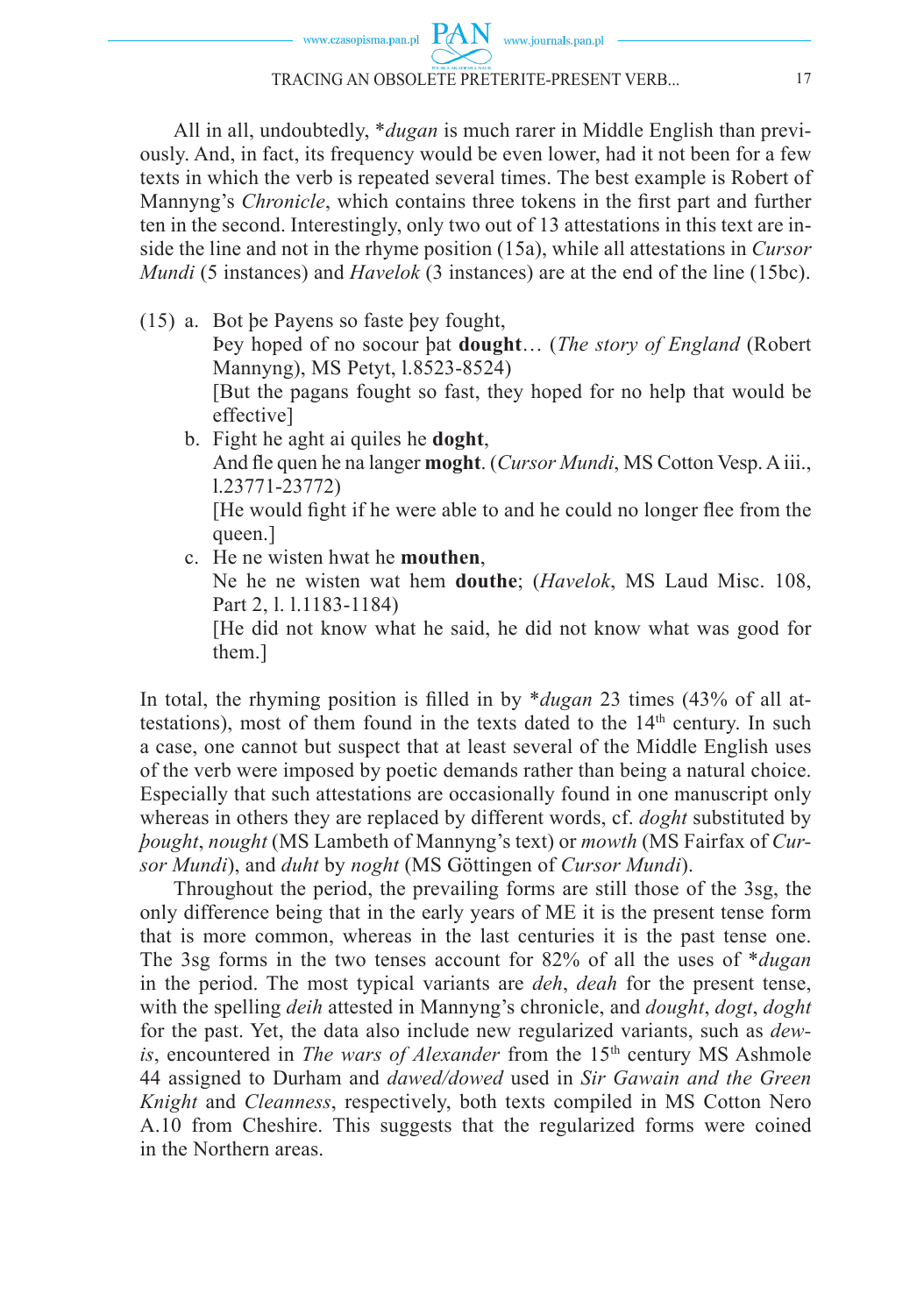All in all, undoubtedly, \*_dugan_ is much rarer in Middle English than previously. And, in fact, its frequency would be even lower, had it not been for a few texts in which the verb is repeated several times. The best example is Robert of Mannyng's *Chronicle*, which contains three tokens in the first part and further ten in the second. Interestingly, only two out of 13 attestations in this text are inside the line and not in the rhyme position (15a), while all attestations in *Cursor Mundi* (5 instances) and *Havelok* (3 instances) are at the end of the line (15bc).

(15) a. Bot þe Payens so faste þey fought,
Þey hoped of no socour þat **dought**… (*The story of England* (Robert Mannyng), MS Petyt, l.8523-8524)
[But the pagans fought so fast, they hoped for no help that would be effective]

b. Fight he aght ai quiles he **doght**,
And fle quen he na langer **moght**. (*Cursor Mundi*, MS Cotton Vesp. A iii., l.23771-23772)
[He would fight if he were able to and he could no longer flee from the queen.]

c. He ne wisten hwat he **mouthen**,
Ne he ne wisten wat hem **douthe**; (*Havelok*, MS Laud Misc. 108, Part 2, l. l.1183-1184)
[He did not know what he said, he did not know what was good for them.]

In total, the rhyming position is filled in by \*_dugan_ 23 times (43% of all attestations), most of them found in the texts dated to the 14th century. In such a case, one cannot but suspect that at least several of the Middle English uses of the verb were imposed by poetic demands rather than being a natural choice. Especially that such attestations are occasionally found in one manuscript only whereas in others they are replaced by different words, cf. *doght* substituted by *þought*, *nought* (MS Lambeth of Mannyng's text) or *mowth* (MS Fairfax of *Cursor Mundi*), and *duht* by *noght* (MS Göttingen of *Cursor Mundi*).

Throughout the period, the prevailing forms are still those of the 3sg, the only difference being that in the early years of ME it is the present tense form that is more common, whereas in the last centuries it is the past tense one. The 3sg forms in the two tenses account for 82% of all the uses of \*_dugan_ in the period. The most typical variants are *deh*, *deah* for the present tense, with the spelling *deih* attested in Mannyng's chronicle, and *dought*, *dogt*, *doght* for the past. Yet, the data also include new regularized variants, such as *dewis*, encountered in *The wars of Alexander* from the 15th century MS Ashmole 44 assigned to Durham and *dawed/dowed* used in *Sir Gawain and the Green Knight* and *Cleanness*, respectively, both texts compiled in MS Cotton Nero A.10 from Cheshire. This suggests that the regularized forms were coined in the Northern areas.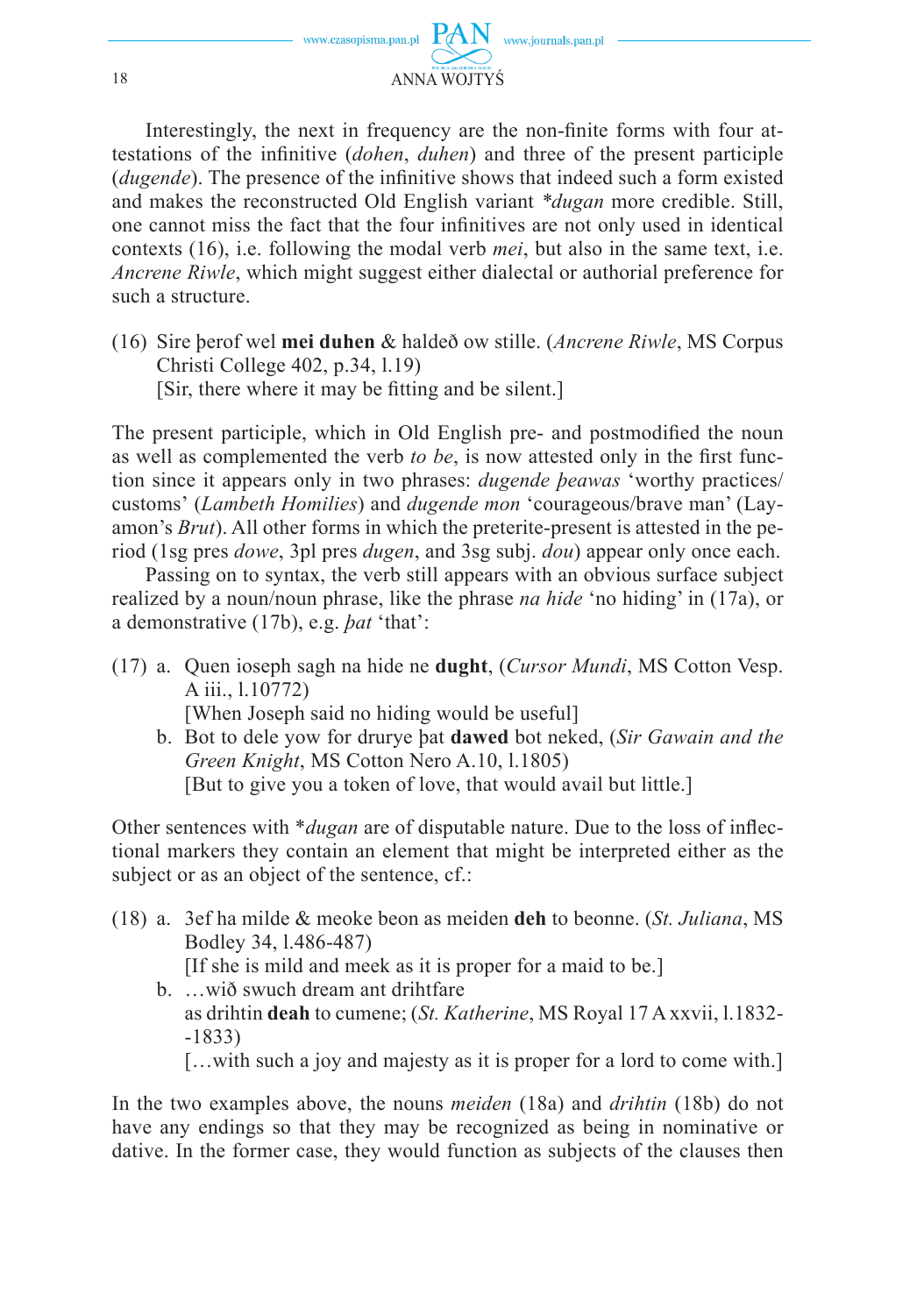Interestingly, the next in frequency are the non-finite forms with four attestations of the infinitive (*dohen*, *duhen*) and three of the present participle (*dugende*). The presence of the infinitive shows that indeed such a form existed and makes the reconstructed Old English variant *\*dugan* more credible. Still, one cannot miss the fact that the four infinitives are not only used in identical contexts (16), i.e. following the modal verb *mei*, but also in the same text, i.e. *Ancrene Riwle*, which might suggest either dialectal or authorial preference for such a structure.

(16) Sire þerof wel **mei duhen** & haldeð ow stille. (*Ancrene Riwle*, MS Corpus Christi College 402, p.34, l.19)
[Sir, there where it may be fitting and be silent.]

The present participle, which in Old English pre- and postmodified the noun as well as complemented the verb *to be*, is now attested only in the first function since it appears only in two phrases: *dugende þeawas* 'worthy practices/customs' (*Lambeth Homilies*) and *dugende mon* 'courageous/brave man' (Layamon's *Brut*). All other forms in which the preterite-present is attested in the period (1sg pres *dowe*, 3pl pres *dugen*, and 3sg subj. *dou*) appear only once each.

Passing on to syntax, the verb still appears with an obvious surface subject realized by a noun/noun phrase, like the phrase *na hide* 'no hiding' in (17a), or a demonstrative (17b), e.g. *þat* 'that':

(17) a. Quen ioseph sagh na hide ne **dught**, (*Cursor Mundi*, MS Cotton Vesp. A iii., l.10772)
[When Joseph said no hiding would be useful]
b. Bot to dele yow for drurye þat **dawed** bot neked, (*Sir Gawain and the Green Knight*, MS Cotton Nero A.10, l.1805)
[But to give you a token of love, that would avail but little.]

Other sentences with *\*dugan* are of disputable nature. Due to the loss of inflectional markers they contain an element that might be interpreted either as the subject or as an object of the sentence, cf.:

(18) a. 3ef ha milde & meoke beon as meiden **deh** to beonne. (*St. Juliana*, MS Bodley 34, l.486-487)
[If she is mild and meek as it is proper for a maid to be.]
b. …wið swuch dream ant drihtfare
as drihtin **deah** to cumene; (*St. Katherine*, MS Royal 17 A xxvii, l.1832-1833)
[…with such a joy and majesty as it is proper for a lord to come with.]

In the two examples above, the nouns *meiden* (18a) and *drihtin* (18b) do not have any endings so that they may be recognized as being in nominative or dative. In the former case, they would function as subjects of the clauses then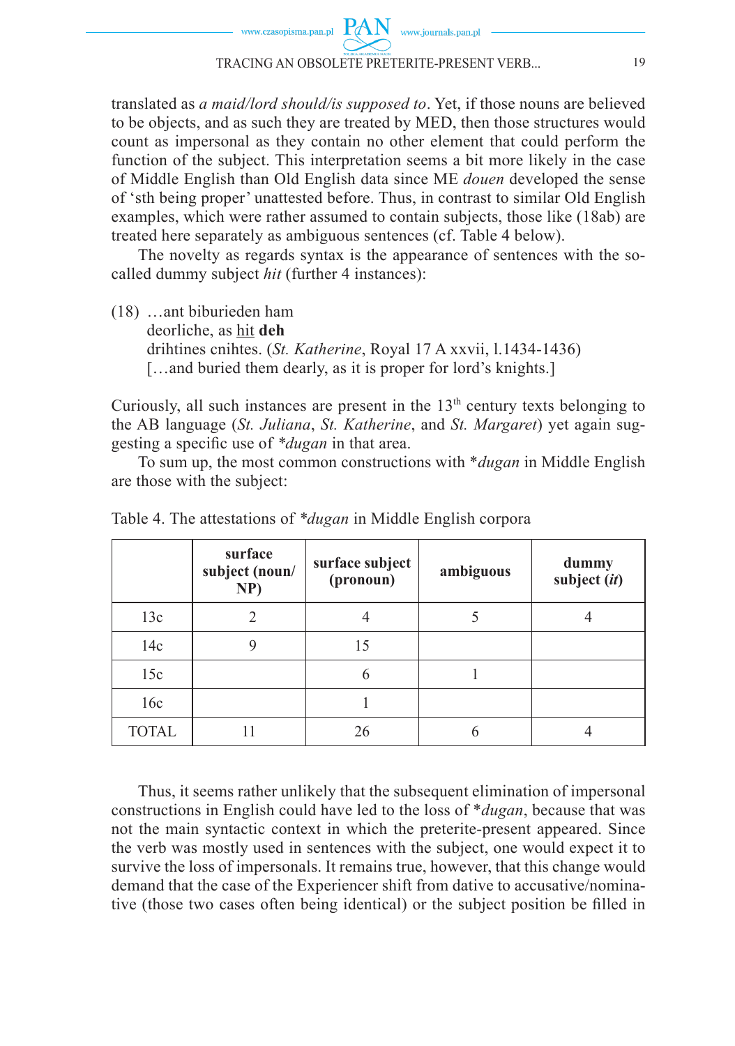translated as *a maid/lord should/is supposed to*. Yet, if those nouns are believed to be objects, and as such they are treated by MED, then those structures would count as impersonal as they contain no other element that could perform the function of the subject. This interpretation seems a bit more likely in the case of Middle English than Old English data since ME *douen* developed the sense of 'sth being proper' unattested before. Thus, in contrast to similar Old English examples, which were rather assumed to contain subjects, those like (18ab) are treated here separately as ambiguous sentences (cf. Table 4 below).

The novelty as regards syntax is the appearance of sentences with the so-called dummy subject *hit* (further 4 instances):

(18) …ant biburieden ham
deorliche, as <u>hit</u> **deh**
drihtines cnihtes. (*St. Katherine*, Royal 17 A xxvii, l.1434-1436)
[…and buried them dearly, as it is proper for lord's knights.]

Curiously, all such instances are present in the 13th century texts belonging to the AB language (*St. Juliana*, *St. Katherine*, and *St. Margaret*) yet again suggesting a specific use of *\*dugan* in that area.

To sum up, the most common constructions with \**dugan* in Middle English are those with the subject:

Table 4. The attestations of *\*dugan* in Middle English corpora

| | **surface subject (noun/ NP)** | **surface subject (pronoun)** | **ambiguous** | **dummy subject (*it*)** |
|---|---|---|---|---|
| 13c | 2 | 4 | 5 | 4 |
| 14c | 9 | 15 | | |
| 15c | | 6 | 1 | |
| 16c | | 1 | | |
| TOTAL | 11 | 26 | 6 | 4 |

Thus, it seems rather unlikely that the subsequent elimination of impersonal constructions in English could have led to the loss of \**dugan*, because that was not the main syntactic context in which the preterite-present appeared. Since the verb was mostly used in sentences with the subject, one would expect it to survive the loss of impersonals. It remains true, however, that this change would demand that the case of the Experiencer shift from dative to accusative/nominative (those two cases often being identical) or the subject position be filled in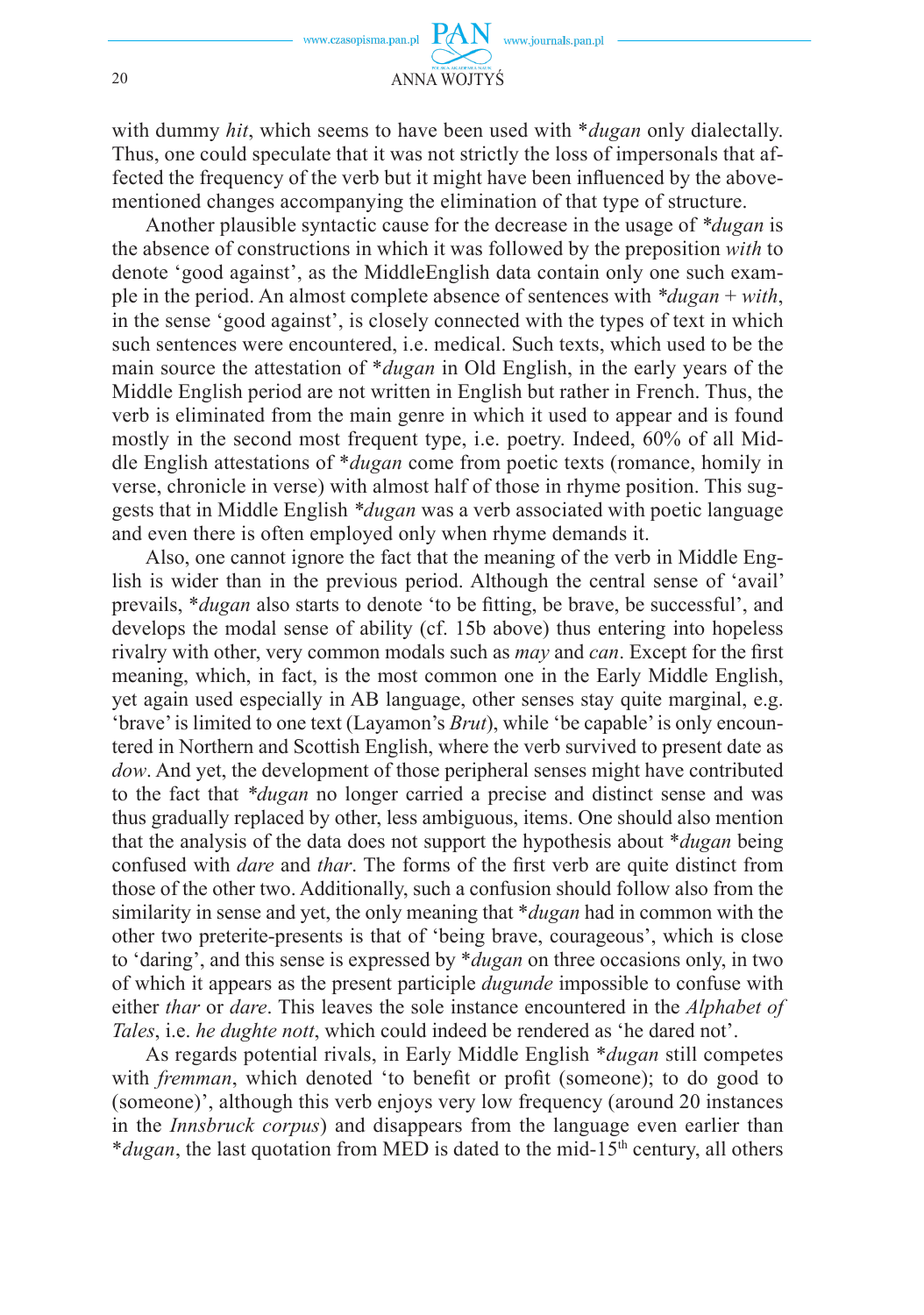with dummy *hit*, which seems to have been used with *\*dugan* only dialectally. Thus, one could speculate that it was not strictly the loss of impersonals that affected the frequency of the verb but it might have been influenced by the above-mentioned changes accompanying the elimination of that type of structure.

Another plausible syntactic cause for the decrease in the usage of *\*dugan* is the absence of constructions in which it was followed by the preposition *with* to denote 'good against', as the MiddleEnglish data contain only one such example in the period. An almost complete absence of sentences with *\*dugan* + *with*, in the sense 'good against', is closely connected with the types of text in which such sentences were encountered, i.e. medical. Such texts, which used to be the main source the attestation of *\*dugan* in Old English, in the early years of the Middle English period are not written in English but rather in French. Thus, the verb is eliminated from the main genre in which it used to appear and is found mostly in the second most frequent type, i.e. poetry. Indeed, 60% of all Middle English attestations of *\*dugan* come from poetic texts (romance, homily in verse, chronicle in verse) with almost half of those in rhyme position. This suggests that in Middle English *\*dugan* was a verb associated with poetic language and even there is often employed only when rhyme demands it.

Also, one cannot ignore the fact that the meaning of the verb in Middle English is wider than in the previous period. Although the central sense of 'avail' prevails, *\*dugan* also starts to denote 'to be fitting, be brave, be successful', and develops the modal sense of ability (cf. 15b above) thus entering into hopeless rivalry with other, very common modals such as *may* and *can*. Except for the first meaning, which, in fact, is the most common one in the Early Middle English, yet again used especially in AB language, other senses stay quite marginal, e.g. 'brave' is limited to one text (Layamon's *Brut*), while 'be capable' is only encountered in Northern and Scottish English, where the verb survived to present date as *dow*. And yet, the development of those peripheral senses might have contributed to the fact that *\*dugan* no longer carried a precise and distinct sense and was thus gradually replaced by other, less ambiguous, items. One should also mention that the analysis of the data does not support the hypothesis about *\*dugan* being confused with *dare* and *thar*. The forms of the first verb are quite distinct from those of the other two. Additionally, such a confusion should follow also from the similarity in sense and yet, the only meaning that *\*dugan* had in common with the other two preterite-presents is that of 'being brave, courageous', which is close to 'daring', and this sense is expressed by *\*dugan* on three occasions only, in two of which it appears as the present participle *dugunde* impossible to confuse with either *thar* or *dare*. This leaves the sole instance encountered in the *Alphabet of Tales*, i.e. *he dughte nott*, which could indeed be rendered as 'he dared not'.

As regards potential rivals, in Early Middle English *\*dugan* still competes with *fremman*, which denoted 'to benefit or profit (someone); to do good to (someone)', although this verb enjoys very low frequency (around 20 instances in the *Innsbruck corpus*) and disappears from the language even earlier than *\*dugan*, the last quotation from MED is dated to the mid-15th century, all others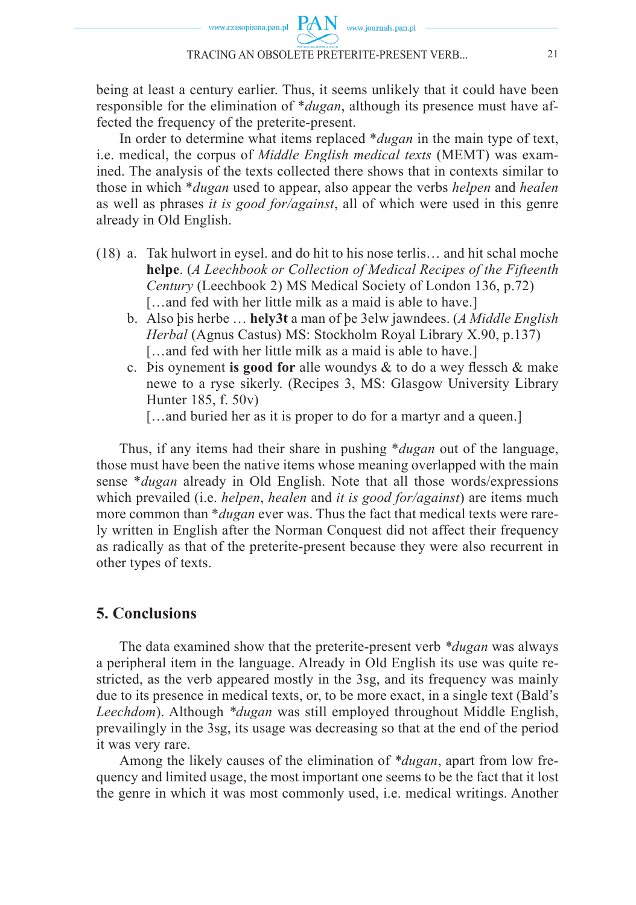being at least a century earlier. Thus, it seems unlikely that it could have been responsible for the elimination of *\*dugan*, although its presence must have affected the frequency of the preterite-present.

In order to determine what items replaced *\*dugan* in the main type of text, i.e. medical, the corpus of *Middle English medical texts* (MEMT) was examined. The analysis of the texts collected there shows that in contexts similar to those in which *\*dugan* used to appear, also appear the verbs *helpen* and *healen* as well as phrases *it is good for/against*, all of which were used in this genre already in Old English.

(18) a. Tak hulwort in eysel. and do hit to his nose terlis… and hit schal moche **helpe**. (*A Leechbook or Collection of Medical Recipes of the Fifteenth Century* (Leechbook 2) MS Medical Society of London 136, p.72)
[…and fed with her little milk as a maid is able to have.]

b. Also þis herbe … **hely3t** a man of þe 3elw jawndees. (*A Middle English Herbal* (Agnus Castus) MS: Stockholm Royal Library X.90, p.137)
[…and fed with her little milk as a maid is able to have.]

c. Þis oynement **is good for** alle woundys & to do a wey flessch & make newe to a ryse sikerly. (Recipes 3, MS: Glasgow University Library Hunter 185, f. 50v)
[…and buried her as it is proper to do for a martyr and a queen.]

Thus, if any items had their share in pushing *\*dugan* out of the language, those must have been the native items whose meaning overlapped with the main sense *\*dugan* already in Old English. Note that all those words/expressions which prevailed (i.e. *helpen*, *healen* and *it is good for/against*) are items much more common than *\*dugan* ever was. Thus the fact that medical texts were rarely written in English after the Norman Conquest did not affect their frequency as radically as that of the preterite-present because they were also recurrent in other types of texts.

## 5. Conclusions

The data examined show that the preterite-present verb *\*dugan* was always a peripheral item in the language. Already in Old English its use was quite restricted, as the verb appeared mostly in the 3sg, and its frequency was mainly due to its presence in medical texts, or, to be more exact, in a single text (Bald's *Leechdom*). Although *\*dugan* was still employed throughout Middle English, prevailingly in the 3sg, its usage was decreasing so that at the end of the period it was very rare.

Among the likely causes of the elimination of *\*dugan*, apart from low frequency and limited usage, the most important one seems to be the fact that it lost the genre in which it was most commonly used, i.e. medical writings. Another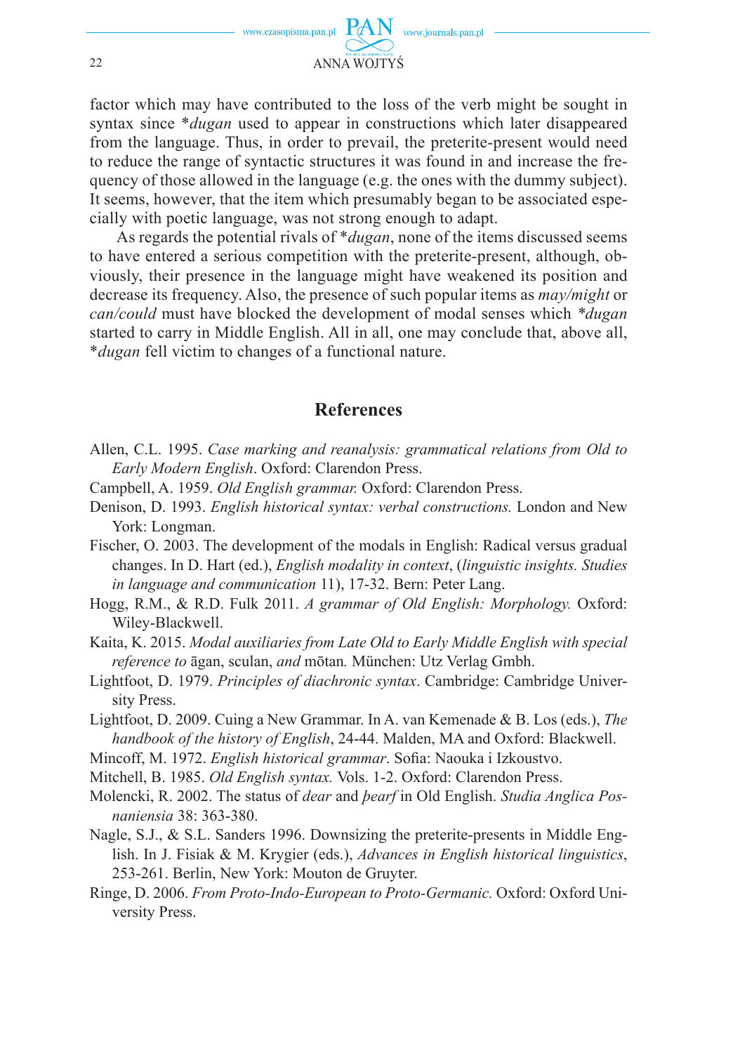factor which may have contributed to the loss of the verb might be sought in syntax since \**dugan* used to appear in constructions which later disappeared from the language. Thus, in order to prevail, the preterite-present would need to reduce the range of syntactic structures it was found in and increase the frequency of those allowed in the language (e.g. the ones with the dummy subject). It seems, however, that the item which presumably began to be associated especially with poetic language, was not strong enough to adapt.

As regards the potential rivals of \**dugan*, none of the items discussed seems to have entered a serious competition with the preterite-present, although, obviously, their presence in the language might have weakened its position and decrease its frequency. Also, the presence of such popular items as *may/might* or *can/could* must have blocked the development of modal senses which \**dugan* started to carry in Middle English. All in all, one may conclude that, above all, \**dugan* fell victim to changes of a functional nature.

## References

Allen, C.L. 1995. *Case marking and reanalysis: grammatical relations from Old to Early Modern English*. Oxford: Clarendon Press.

Campbell, A. 1959. *Old English grammar.* Oxford: Clarendon Press.

Denison, D. 1993. *English historical syntax: verbal constructions.* London and New York: Longman.

Fischer, O. 2003. The development of the modals in English: Radical versus gradual changes. In D. Hart (ed.), *English modality in context*, (*linguistic insights. Studies in language and communication* 11), 17-32. Bern: Peter Lang.

Hogg, R.M., & R.D. Fulk 2011. *A grammar of Old English: Morphology.* Oxford: Wiley-Blackwell.

Kaita, K. 2015. *Modal auxiliaries from Late Old to Early Middle English with special reference to* āgan, sculan, *and* mōtan*.* München: Utz Verlag Gmbh.

Lightfoot, D. 1979. *Principles of diachronic syntax*. Cambridge: Cambridge University Press.

Lightfoot, D. 2009. Cuing a New Grammar. In A. van Kemenade & B. Los (eds.), *The handbook of the history of English*, 24-44. Malden, MA and Oxford: Blackwell.

Mincoff, M. 1972. *English historical grammar*. Sofia: Naouka i Izkoustvo.

Mitchell, B. 1985. *Old English syntax.* Vols. 1-2. Oxford: Clarendon Press.

Molencki, R. 2002. The status of *dear* and *þearf* in Old English. *Studia Anglica Posnaniensia* 38: 363-380.

Nagle, S.J., & S.L. Sanders 1996. Downsizing the preterite-presents in Middle English. In J. Fisiak & M. Krygier (eds.), *Advances in English historical linguistics*, 253-261. Berlin, New York: Mouton de Gruyter.

Ringe, D. 2006. *From Proto-Indo-European to Proto-Germanic.* Oxford: Oxford University Press.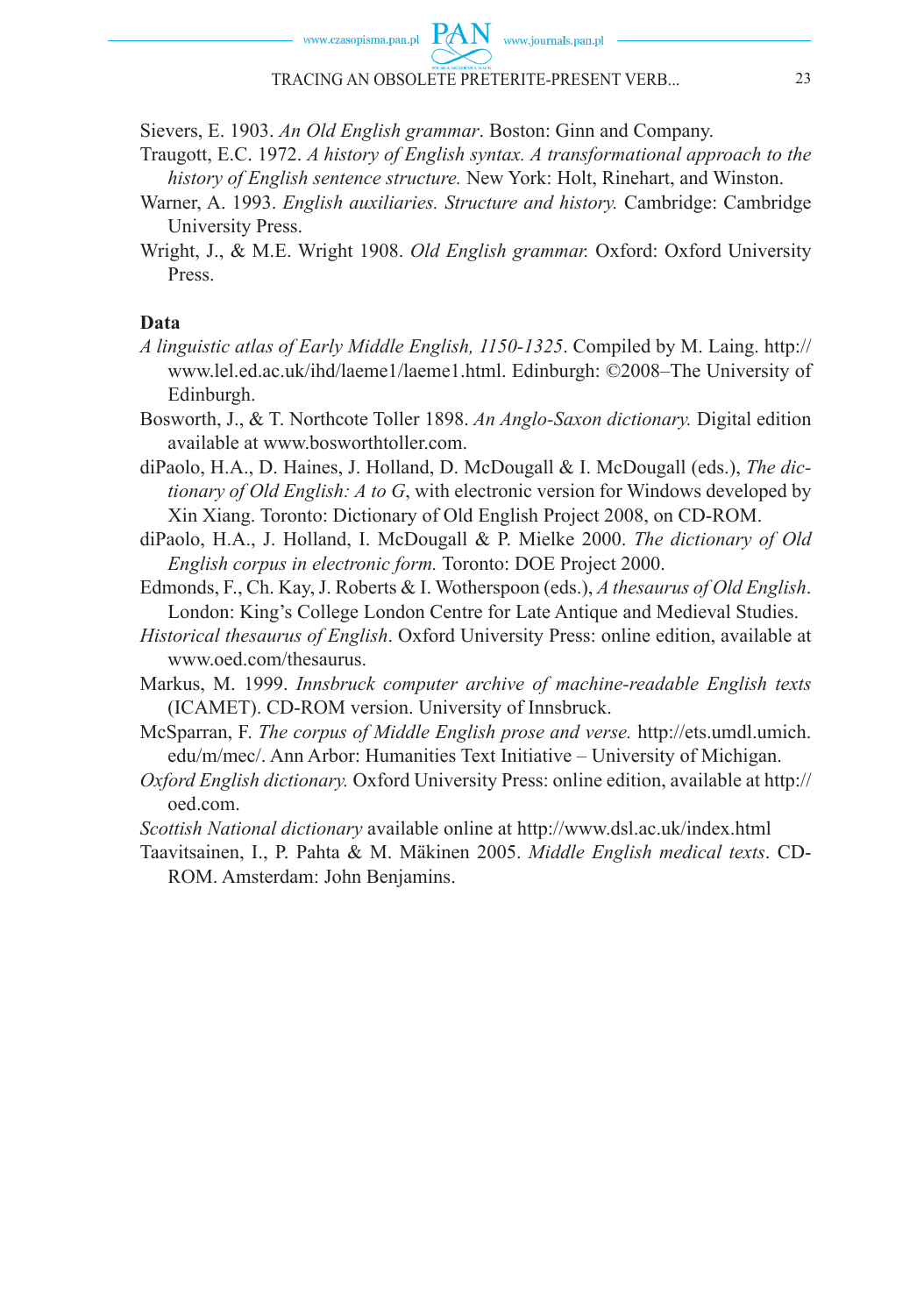Sievers, E. 1903. *An Old English grammar*. Boston: Ginn and Company.

Traugott, E.C. 1972. *A history of English syntax. A transformational approach to the history of English sentence structure.* New York: Holt, Rinehart, and Winston.

Warner, A. 1993. *English auxiliaries. Structure and history.* Cambridge: Cambridge University Press.

Wright, J., & M.E. Wright 1908. *Old English grammar.* Oxford: Oxford University Press.

**Data**

*A linguistic atlas of Early Middle English, 1150-1325*. Compiled by M. Laing. http://www.lel.ed.ac.uk/ihd/laeme1/laeme1.html. Edinburgh: ©2008–The University of Edinburgh.

Bosworth, J., & T. Northcote Toller 1898. *An Anglo-Saxon dictionary.* Digital edition available at www.bosworthtoller.com.

diPaolo, H.A., D. Haines, J. Holland, D. McDougall & I. McDougall (eds.), *The dictionary of Old English: A to G*, with electronic version for Windows developed by Xin Xiang. Toronto: Dictionary of Old English Project 2008, on CD-ROM.

diPaolo, H.A., J. Holland, I. McDougall & P. Mielke 2000. *The dictionary of Old English corpus in electronic form.* Toronto: DOE Project 2000.

Edmonds, F., Ch. Kay, J. Roberts & I. Wotherspoon (eds.), *A thesaurus of Old English*. London: King's College London Centre for Late Antique and Medieval Studies.

*Historical thesaurus of English*. Oxford University Press: online edition, available at www.oed.com/thesaurus.

Markus, M. 1999. *Innsbruck computer archive of machine-readable English texts* (ICAMET). CD-ROM version. University of Innsbruck.

McSparran, F. *The corpus of Middle English prose and verse.* http://ets.umdl.umich.edu/m/mec/. Ann Arbor: Humanities Text Initiative – University of Michigan.

*Oxford English dictionary.* Oxford University Press: online edition, available at http://oed.com.

*Scottish National dictionary* available online at http://www.dsl.ac.uk/index.html

Taavitsainen, I., P. Pahta & M. Mäkinen 2005. *Middle English medical texts*. CD-ROM. Amsterdam: John Benjamins.